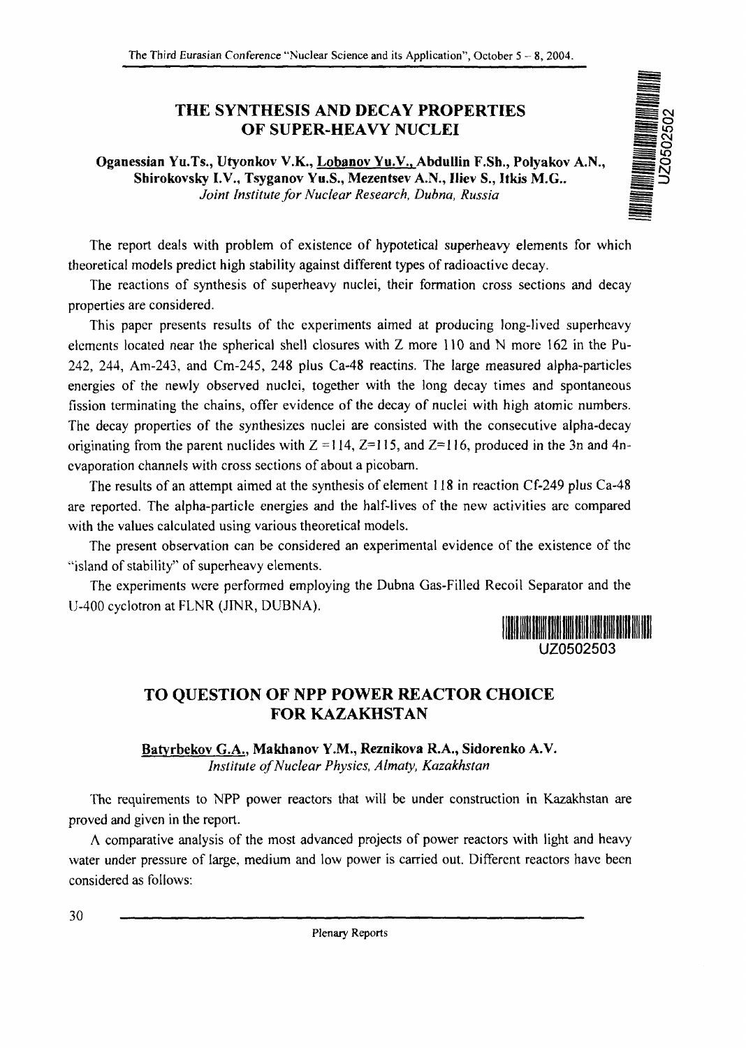## THE SYNTHESIS AND DECAY PROPERTIES OF SUPER-HEAVY NUCLEI

**Oganessian Yu.Ts., Utyonkov V.K., Lobanov Yu.V., Abdullin F.Sh., Polyakov A.N., Shirokovsky I.V., Tsyganov Yu.S., Mezentsev A.N., Iliev S., Itkis M.G..**
*Joint Institute for Nuclear Research, Dubna, Russia*

UZ0502502

The report deals with problem of existence of hypotetical superheavy elements for which theoretical models predict high stability against different types of radioactive decay.

The reactions of synthesis of superheavy nuclei, their formation cross sections and decay properties are considered.

This paper presents results of the experiments aimed at producing long-lived superheavy elements located near the spherical shell closures with Z more 110 and N more 162 in the Pu-242, 244, Am-243, and Cm-245, 248 plus Ca-48 reactins. The large measured alpha-particles energies of the newly observed nuclei, together with the long decay times and spontaneous fission terminating the chains, offer evidence of the decay of nuclei with high atomic numbers. The decay properties of the synthesizes nuclei are consisted with the consecutive alpha-decay originating from the parent nuclides with $Z = 114$, $Z=115$, and $Z=116$, produced in the 3n and 4n-evaporation channels with cross sections of about a picobarn.

The results of an attempt aimed at the synthesis of element 118 in reaction Cf-249 plus Ca-48 are reported. The alpha-particle energies and the half-lives of the new activities are compared with the values calculated using various theoretical models.

The present observation can be considered an experimental evidence of the existence of the "island of stability" of superheavy elements.

The experiments were performed employing the Dubna Gas-Filled Recoil Separator and the U-400 cyclotron at FLNR (JINR, DUBNA).

UZ0502503

## TO QUESTION OF NPP POWER REACTOR CHOICE FOR KAZAKHSTAN

**Batyrbekov G.A., Makhanov Y.M., Reznikova R.A., Sidorenko A.V.**
*Institute of Nuclear Physics, Almaty, Kazakhstan*

The requirements to NPP power reactors that will be under construction in Kazakhstan are proved and given in the report.

A comparative analysis of the most advanced projects of power reactors with light and heavy water under pressure of large, medium and low power is carried out. Different reactors have been considered as follows: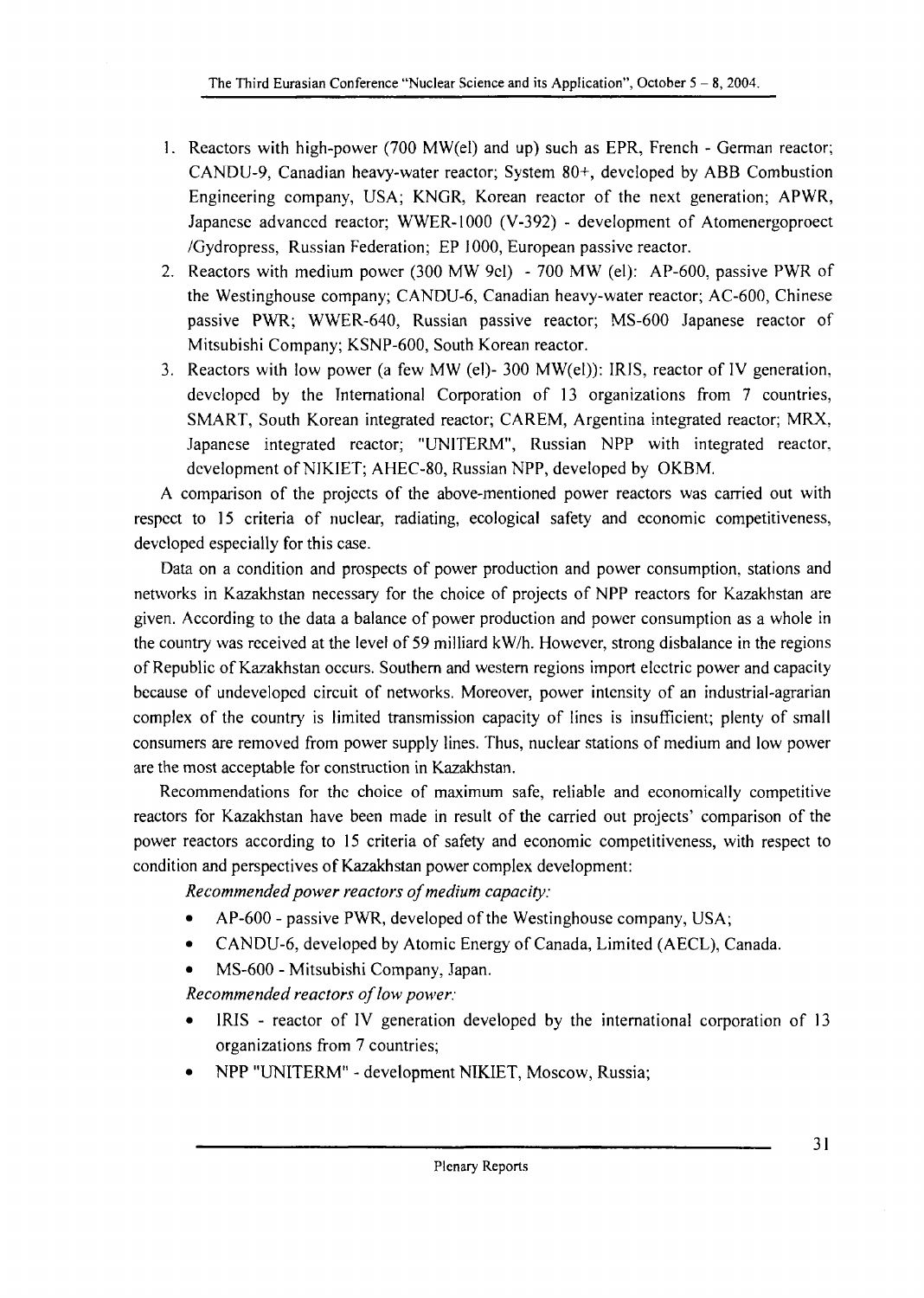1. Reactors with high-power (700 MW(el) and up) such as EPR, French - German reactor; CANDU-9, Canadian heavy-water reactor; System 80+, developed by ABB Combustion Engineering company, USA; KNGR, Korean reactor of the next generation; APWR, Japanese advanced reactor; WWER-1000 (V-392) - development of Atomenergoproect /Gydropress, Russian Federation; EP 1000, European passive reactor.
2. Reactors with medium power (300 MW 9el) - 700 MW (el): AP-600, passive PWR of the Westinghouse company; CANDU-6, Canadian heavy-water reactor; AC-600, Chinese passive PWR; WWER-640, Russian passive reactor; MS-600 Japanese reactor of Mitsubishi Company; KSNP-600, South Korean reactor.
3. Reactors with low power (a few MW (el)- 300 MW(el)): IRIS, reactor of IV generation, developed by the International Corporation of 13 organizations from 7 countries, SMART, South Korean integrated reactor; CAREM, Argentina integrated reactor; MRX, Japanese integrated reactor; "UNITERM", Russian NPP with integrated reactor, development of NIKIET; AHEC-80, Russian NPP, developed by OKBM.

A comparison of the projects of the above-mentioned power reactors was carried out with respect to 15 criteria of nuclear, radiating, ecological safety and economic competitiveness, developed especially for this case.

Data on a condition and prospects of power production and power consumption, stations and networks in Kazakhstan necessary for the choice of projects of NPP reactors for Kazakhstan are given. According to the data a balance of power production and power consumption as a whole in the country was received at the level of 59 milliard kW/h. However, strong disbalance in the regions of Republic of Kazakhstan occurs. Southern and western regions import electric power and capacity because of undeveloped circuit of networks. Moreover, power intensity of an industrial-agrarian complex of the country is limited transmission capacity of lines is insufficient; plenty of small consumers are removed from power supply lines. Thus, nuclear stations of medium and low power are the most acceptable for construction in Kazakhstan.

Recommendations for the choice of maximum safe, reliable and economically competitive reactors for Kazakhstan have been made in result of the carried out projects' comparison of the power reactors according to 15 criteria of safety and economic competitiveness, with respect to condition and perspectives of Kazakhstan power complex development:

*Recommended power reactors of medium capacity:*

- AP-600 - passive PWR, developed of the Westinghouse company, USA;
- CANDU-6, developed by Atomic Energy of Canada, Limited (AECL), Canada.
- MS-600 - Mitsubishi Company, Japan.

*Recommended reactors of low power:*

- IRIS - reactor of IV generation developed by the international corporation of 13 organizations from 7 countries;
- NPP "UNITERM" - development NIKIET, Moscow, Russia;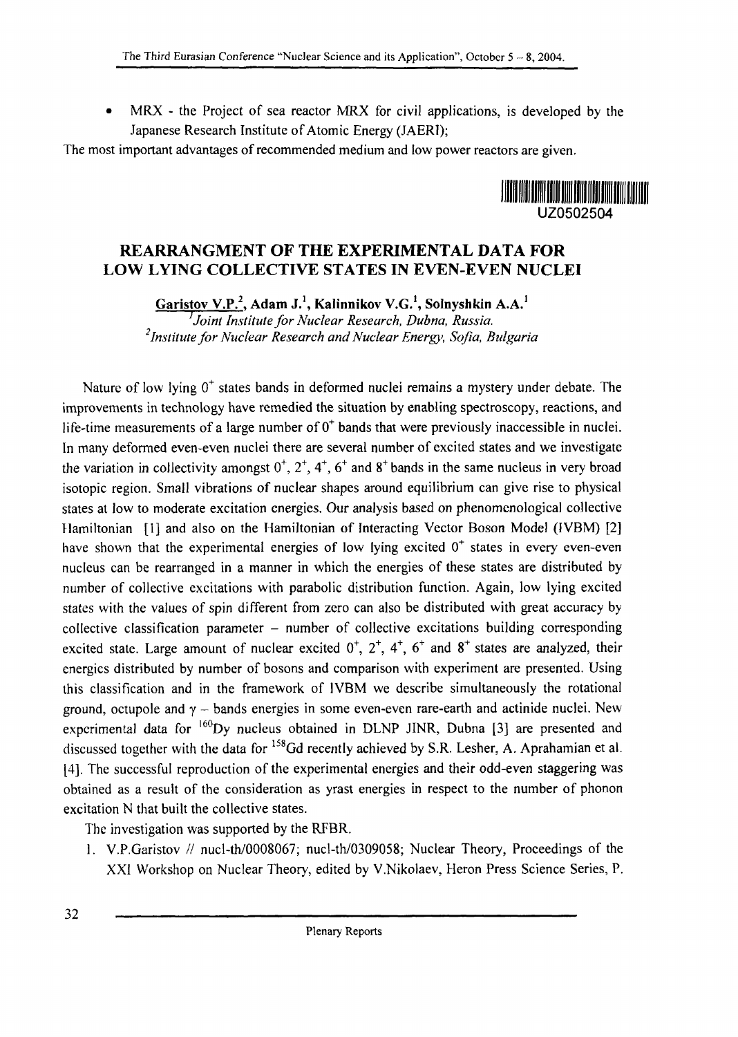- MRX - the Project of sea reactor MRX for civil applications, is developed by the Japanese Research Institute of Atomic Energy (JAERI);

The most important advantages of recommended medium and low power reactors are given.

UZ0502504

## REARRANGMENT OF THE EXPERIMENTAL DATA FOR LOW LYING COLLECTIVE STATES IN EVEN-EVEN NUCLEI

**Garistov V.P.[2], Adam J.[1], Kalinnikov V.G.[1], Solnyshkin A.A.[1]**

*[1]Joint Institute for Nuclear Research, Dubna, Russia.*
*[2]Institute for Nuclear Research and Nuclear Energy, Sofia, Bulgaria*

Nature of low lying $0^+$ states bands in deformed nuclei remains a mystery under debate. The improvements in technology have remedied the situation by enabling spectroscopy, reactions, and life-time measurements of a large number of $0^+$ bands that were previously inaccessible in nuclei. In many deformed even-even nuclei there are several number of excited states and we investigate the variation in collectivity amongst $0^+$, $2^+$, $4^+$, $6^+$ and $8^+$ bands in the same nucleus in very broad isotopic region. Small vibrations of nuclear shapes around equilibrium can give rise to physical states at low to moderate excitation energies. Our analysis based on phenomenological collective Hamiltonian [1] and also on the Hamiltonian of Interacting Vector Boson Model (IVBM) [2] have shown that the experimental energies of low lying excited $0^+$ states in every even-even nucleus can be rearranged in a manner in which the energies of these states are distributed by number of collective excitations with parabolic distribution function. Again, low lying excited states with the values of spin different from zero can also be distributed with great accuracy by collective classification parameter – number of collective excitations building corresponding excited state. Large amount of nuclear excited $0^+$, $2^+$, $4^+$, $6^+$ and $8^+$ states are analyzed, their energies distributed by number of bosons and comparison with experiment are presented. Using this classification and in the framework of IVBM we describe simultaneously the rotational ground, octupole and $\gamma$ – bands energies in some even-even rare-earth and actinide nuclei. New experimental data for $^{160}Dy$ nucleus obtained in DLNP JINR, Dubna [3] are presented and discussed together with the data for $^{158}Gd$ recently achieved by S.R. Lesher, A. Aprahamian et al. [4]. The successful reproduction of the experimental energies and their odd-even staggering was obtained as a result of the consideration as yrast energies in respect to the number of phonon excitation N that built the collective states.

The investigation was supported by the RFBR.

1. V.P.Garistov // nucl-th/0008067; nucl-th/0309058; Nuclear Theory, Proceedings of the XXI Workshop on Nuclear Theory, edited by V.Nikolaev, Heron Press Science Series, P.